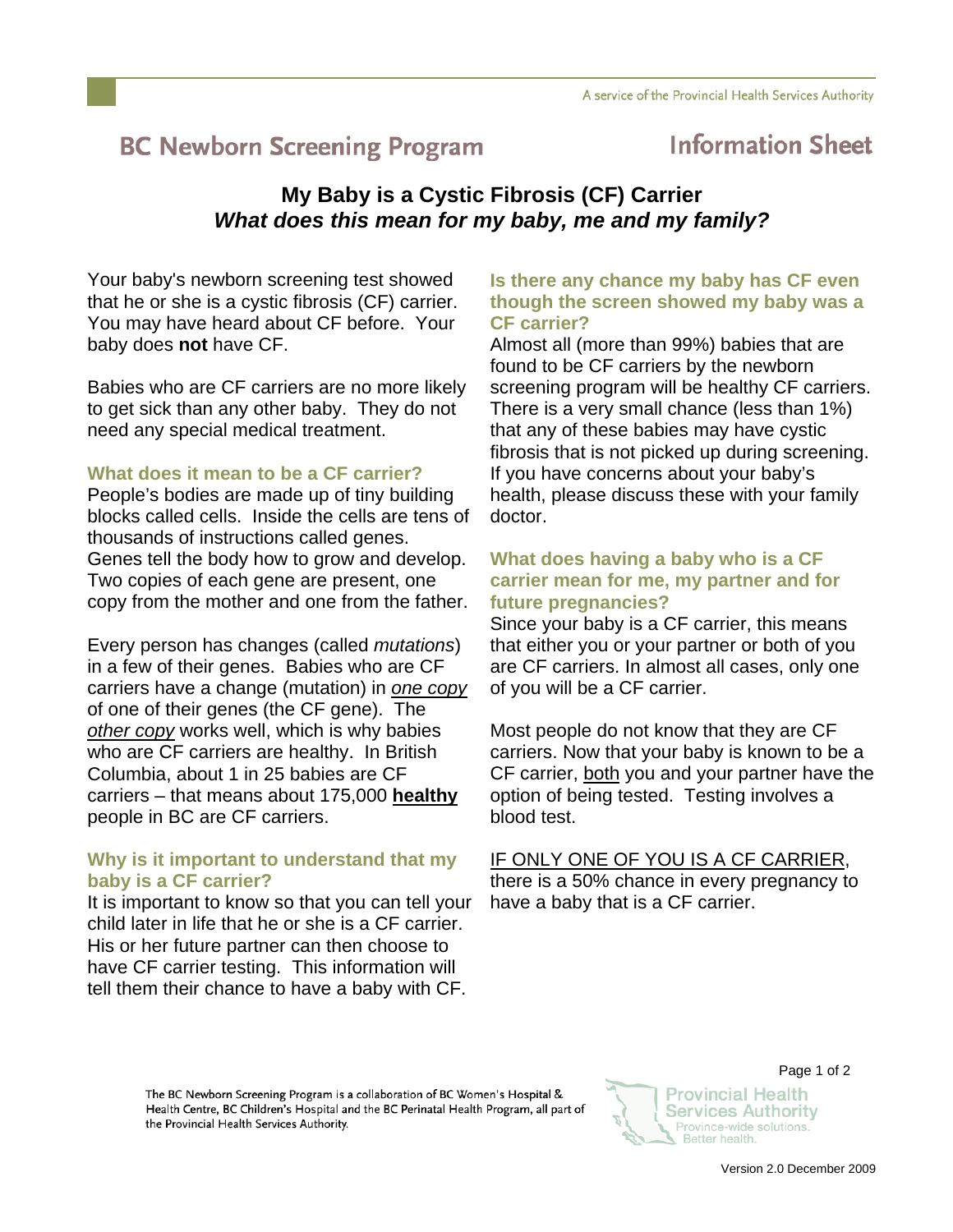# BC Newborn Screening Program

## Information Sheet

## My Baby is a Cystic Fibrosis (CF) Carrier

### *What does this mean for my baby, me and my family?*

Your baby's newborn screening test showed that he or she is a cystic fibrosis (CF) carrier. You may have heard about CF before. Your baby does **not** have CF.

Babies who are CF carriers are no more likely to get sick than any other baby. They do not need any special medical treatment.

### What does it mean to be a CF carrier?

People's bodies are made up of tiny building blocks called cells. Inside the cells are tens of thousands of instructions called genes. Genes tell the body how to grow and develop. Two copies of each gene are present, one copy from the mother and one from the father.

Every person has changes (called *mutations*) in a few of their genes. Babies who are CF carriers have a change (mutation) in *one copy* of one of their genes (the CF gene). The *other copy* works well, which is why babies who are CF carriers are healthy. In British Columbia, about 1 in 25 babies are CF carriers – that means about 175,000 **healthy** people in BC are CF carriers.

### Why is it important to understand that my baby is a CF carrier?

It is important to know so that you can tell your child later in life that he or she is a CF carrier. His or her future partner can then choose to have CF carrier testing. This information will tell them their chance to have a baby with CF.

### Is there any chance my baby has CF even though the screen showed my baby was a CF carrier?

Almost all (more than 99%) babies that are found to be CF carriers by the newborn screening program will be healthy CF carriers. There is a very small chance (less than 1%) that any of these babies may have cystic fibrosis that is not picked up during screening. If you have concerns about your baby's health, please discuss these with your family doctor.

### What does having a baby who is a CF carrier mean for me, my partner and for future pregnancies?

Since your baby is a CF carrier, this means that either you or your partner or both of you are CF carriers. In almost all cases, only one of you will be a CF carrier.

Most people do not know that they are CF carriers. Now that your baby is known to be a CF carrier, both you and your partner have the option of being tested. Testing involves a blood test.

IF ONLY ONE OF YOU IS A CF CARRIER, there is a 50% chance in every pregnancy to have a baby that is a CF carrier.

The BC Newborn Screening Program is a collaboration of BC Women's Hospital & Health Centre, BC Children's Hospital and the BC Perinatal Health Program, all part of the Provincial Health Services Authority.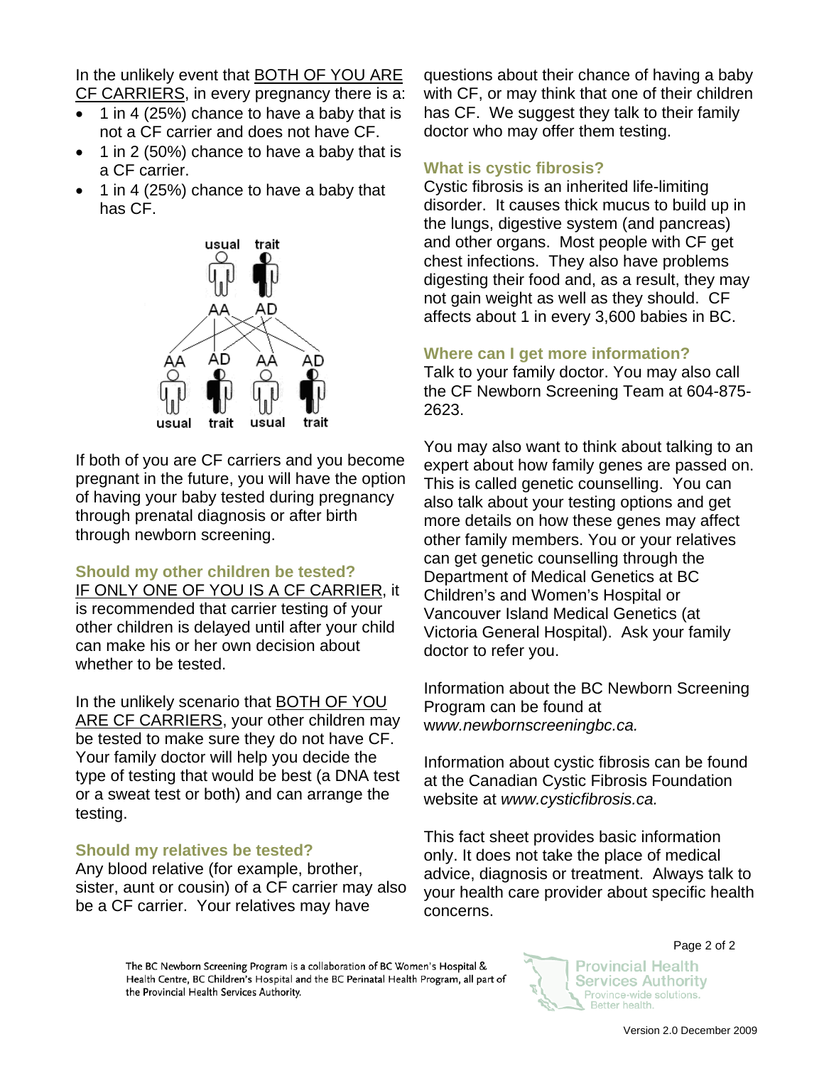In the unlikely event that BOTH OF YOU ARE CF CARRIERS, in every pregnancy there is a:

- 1 in 4 (25%) chance to have a baby that is not a CF carrier and does not have CF.
- 1 in 2 (50%) chance to have a baby that is a CF carrier.
- 1 in 4 (25%) chance to have a baby that has CF.

usual trait

AA AD

AA AD AA AD

usual trait usual trait

If both of you are CF carriers and you become pregnant in the future, you will have the option of having your baby tested during pregnancy through prenatal diagnosis or after birth through newborn screening.

## Should my other children be tested?

IF ONLY ONE OF YOU IS A CF CARRIER, it is recommended that carrier testing of your other children is delayed until after your child can make his or her own decision about whether to be tested.

In the unlikely scenario that BOTH OF YOU ARE CF CARRIERS, your other children may be tested to make sure they do not have CF. Your family doctor will help you decide the type of testing that would be best (a DNA test or a sweat test or both) and can arrange the testing.

## Should my relatives be tested?

Any blood relative (for example, brother, sister, aunt or cousin) of a CF carrier may also be a CF carrier. Your relatives may have questions about their chance of having a baby with CF, or may think that one of their children has CF. We suggest they talk to their family doctor who may offer them testing.

## What is cystic fibrosis?

Cystic fibrosis is an inherited life-limiting disorder. It causes thick mucus to build up in the lungs, digestive system (and pancreas) and other organs. Most people with CF get chest infections. They also have problems digesting their food and, as a result, they may not gain weight as well as they should. CF affects about 1 in every 3,600 babies in BC.

## Where can I get more information?

Talk to your family doctor. You may also call the CF Newborn Screening Team at 604-875-2623.

You may also want to think about talking to an expert about how family genes are passed on. This is called genetic counselling. You can also talk about your testing options and get more details on how these genes may affect other family members. You or your relatives can get genetic counselling through the Department of Medical Genetics at BC Children's and Women's Hospital or Vancouver Island Medical Genetics (at Victoria General Hospital). Ask your family doctor to refer you.

Information about the BC Newborn Screening Program can be found at *www.newbornscreeningbc.ca.*

Information about cystic fibrosis can be found at the Canadian Cystic Fibrosis Foundation website at *www.cysticfibrosis.ca.*

This fact sheet provides basic information only. It does not take the place of medical advice, diagnosis or treatment. Always talk to your health care provider about specific health concerns.

The BC Newborn Screening Program is a collaboration of BC Women's Hospital & Health Centre, BC Children's Hospital and the BC Perinatal Health Program, all part of the Provincial Health Services Authority.

Provincial Health Services Authority
Province-wide solutions. Better health.

Version 2.0 December 2009